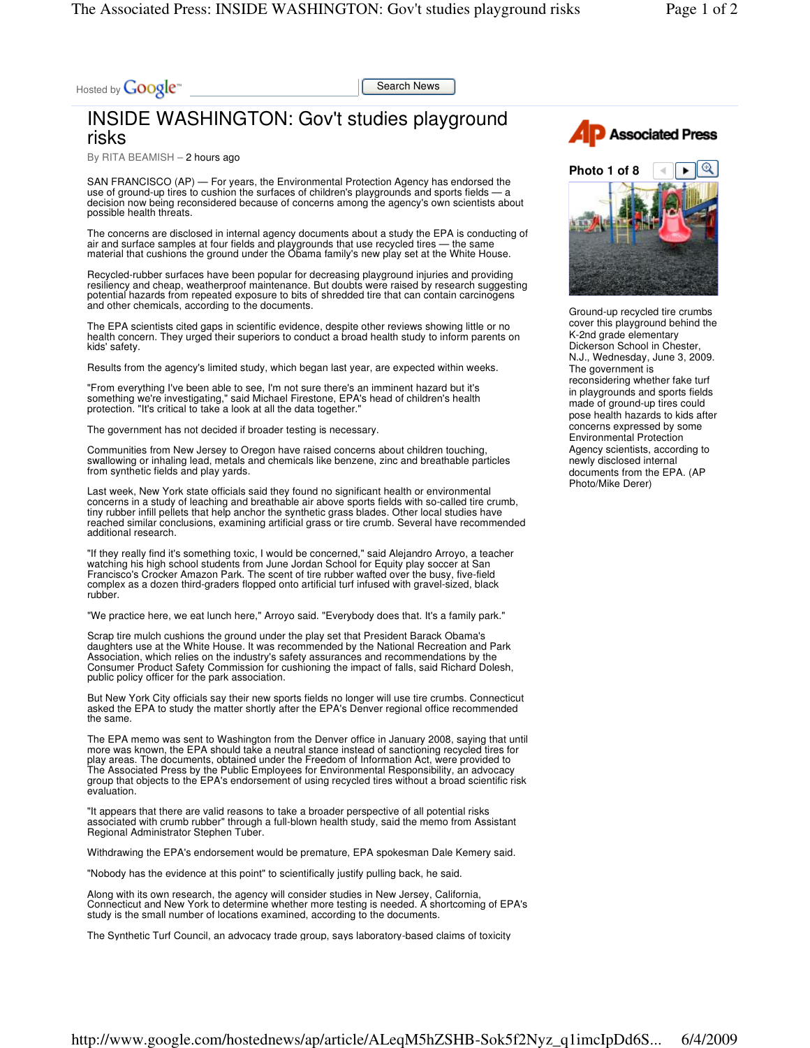Hosted by Google

# INSIDE WASHINGTON: Gov't studies playground risks

By RITA BEAMISH – 2 hours ago

SAN FRANCISCO (AP) — For years, the Environmental Protection Agency has endorsed the use of ground-up tires to cushion the surfaces of children's playgrounds and sports fields — a decision now being reconsidered because of concerns among the agency's own scientists about possible health threats.

The concerns are disclosed in internal agency documents about a study the EPA is conducting of air and surface samples at four fields and playgrounds that use recycled tires — the same material that cushions the ground under the Obama family's new play set at the White House.

Recycled-rubber surfaces have been popular for decreasing playground injuries and providing resiliency and cheap, weatherproof maintenance. But doubts were raised by research suggesting potential hazards from repeated exposure to bits of shredded tire that can contain carcinogens and other chemicals, according to the documents.

The EPA scientists cited gaps in scientific evidence, despite other reviews showing little or no health concern. They urged their superiors to conduct a broad health study to inform parents on kids' safety.

Results from the agency's limited study, which began last year, are expected within weeks.

"From everything I've been able to see, I'm not sure there's an imminent hazard but it's something we're investigating," said Michael Firestone, EPA's head of children's health protection. "It's critical to take a look at all the data together."

The government has not decided if broader testing is necessary.

Communities from New Jersey to Oregon have raised concerns about children touching, swallowing or inhaling lead, metals and chemicals like benzene, zinc and breathable particles from synthetic fields and play yards.

Last week, New York state officials said they found no significant health or environmental concerns in a study of leaching and breathable air above sports fields with so-called tire crumb, tiny rubber infill pellets that help anchor the synthetic grass blades. Other local studies have reached similar conclusions, examining artificial grass or tire crumb. Several have recommended additional research.

"If they really find it's something toxic, I would be concerned," said Alejandro Arroyo, a teacher watching his high school students from June Jordan School for Equity play soccer at San Francisco's Crocker Amazon Park. The scent of tire rubber wafted over the busy, five-field complex as a dozen third-graders flopped onto artificial turf infused with gravel-sized, black rubber.

"We practice here, we eat lunch here," Arroyo said. "Everybody does that. It's a family park."

Scrap tire mulch cushions the ground under the play set that President Barack Obama's daughters use at the White House. It was recommended by the National Recreation and Park Association, which relies on the industry's safety assurances and recommendations by the Consumer Product Safety Commission for cushioning the impact of falls, said Richard Dolesh, public policy officer for the park association.

But New York City officials say their new sports fields no longer will use tire crumbs. Connecticut asked the EPA to study the matter shortly after the EPA's Denver regional office recommended the same.

The EPA memo was sent to Washington from the Denver office in January 2008, saying that until more was known, the EPA should take a neutral stance instead of sanctioning recycled tires for play areas. The documents, obtained under the Freedom of Information Act, were provided to The Associated Press by the Public Employees for Environmental Responsibility, an advocacy group that objects to the EPA's endorsement of using recycled tires without a broad scientific risk evaluation.

"It appears that there are valid reasons to take a broader perspective of all potential risks associated with crumb rubber" through a full-blown health study, said the memo from Assistant Regional Administrator Stephen Tuber.

Withdrawing the EPA's endorsement would be premature, EPA spokesman Dale Kemery said.

"Nobody has the evidence at this point" to scientifically justify pulling back, he said.

Along with its own research, the agency will consider studies in New Jersey, California, Connecticut and New York to determine whether more testing is needed. A shortcoming of EPA's study is the small number of locations examined, according to the documents.

The Synthetic Turf Council, an advocacy trade group, says laboratory-based claims of toxicity

Associated Press

Photo 1 of 8

Ground-up recycled tire crumbs cover this playground behind the K-2nd grade elementary Dickerson School in Chester, N.J., Wednesday, June 3, 2009. The government is reconsidering whether fake turf in playgrounds and sports fields made of ground-up tires could pose health hazards to kids after concerns expressed by some Environmental Protection Agency scientists, according to newly disclosed internal documents from the EPA. (AP Photo/Mike Derer)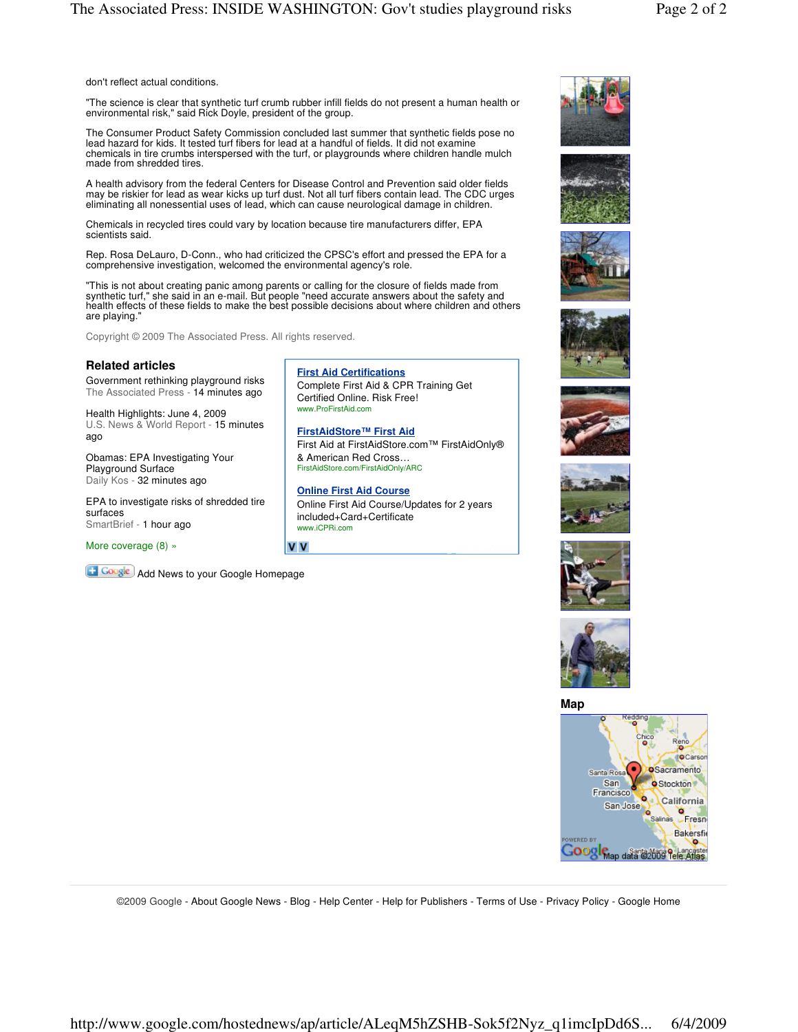don't reflect actual conditions.

"The science is clear that synthetic turf crumb rubber infill fields do not present a human health or environmental risk," said Rick Doyle, president of the group.

The Consumer Product Safety Commission concluded last summer that synthetic fields pose no lead hazard for kids. It tested turf fibers for lead at a handful of fields. It did not examine chemicals in tire crumbs interspersed with the turf, or playgrounds where children handle mulch made from shredded tires.

A health advisory from the federal Centers for Disease Control and Prevention said older fields may be riskier for lead as wear kicks up turf dust. Not all turf fibers contain lead. The CDC urges eliminating all nonessential uses of lead, which can cause neurological damage in children.

Chemicals in recycled tires could vary by location because tire manufacturers differ, EPA scientists said.

Rep. Rosa DeLauro, D-Conn., who had criticized the CPSC's effort and pressed the EPA for a comprehensive investigation, welcomed the environmental agency's role.

"This is not about creating panic among parents or calling for the closure of fields made from synthetic turf," she said in an e-mail. But people "need accurate answers about the safety and health effects of these fields to make the best possible decisions about where children and others are playing."

Copyright © 2009 The Associated Press. All rights reserved.

## Related articles

Government rethinking playground risks
The Associated Press - 14 minutes ago

Health Highlights: June 4, 2009
U.S. News & World Report - 15 minutes ago

Obamas: EPA Investigating Your Playground Surface
Daily Kos - 32 minutes ago

EPA to investigate risks of shredded tire surfaces
SmartBrief - 1 hour ago

More coverage (8) »

Add News to your Google Homepage

**First Aid Certifications**
Complete First Aid & CPR Training Get Certified Online. Risk Free!
www.ProFirstAid.com

**FirstAidStore™ First Aid**
First Aid at FirstAidStore.com™ FirstAidOnly® & American Red Cross…
FirstAidStore.com/FirstAidOnly/ARC

**Online First Aid Course**
Online First Aid Course/Updates for 2 years included+Card+Certificate
www.iCPRi.com

## Map

Redding
Chico
Reno
Carson
Santa Rosa
Sacramento
San Francisco
Stockton
San Jose
California
Salinas
Fresno
Bakersfield
Santa Maria
Lancaster
POWERED BY Google
Map data ©2009 Tele Atlas

©2009 Google - About Google News - Blog - Help Center - Help for Publishers - Terms of Use - Privacy Policy - Google Home